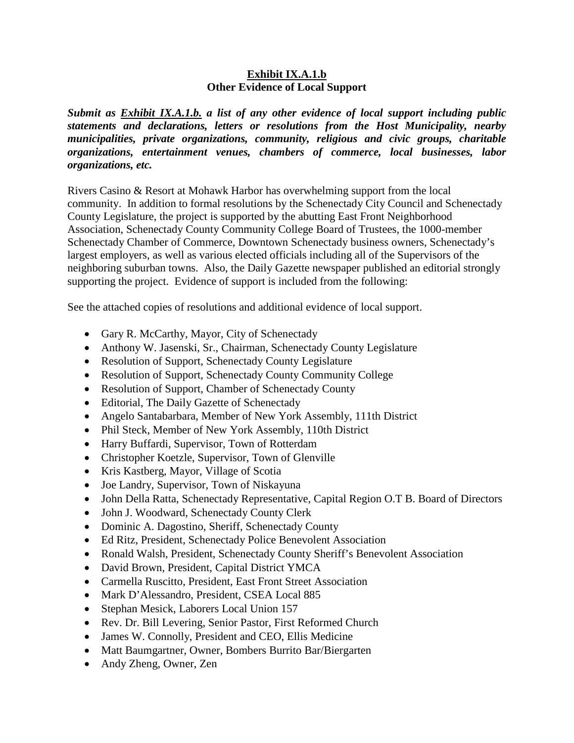## Exhibit IX.A.1.b
## Other Evidence of Local Support

***Submit as Exhibit IX.A.1.b. a list of any other evidence of local support including public statements and declarations, letters or resolutions from the Host Municipality, nearby municipalities, private organizations, community, religious and civic groups, charitable organizations, entertainment venues, chambers of commerce, local businesses, labor organizations, etc.***

Rivers Casino & Resort at Mohawk Harbor has overwhelming support from the local community. In addition to formal resolutions by the Schenectady City Council and Schenectady County Legislature, the project is supported by the abutting East Front Neighborhood Association, Schenectady County Community College Board of Trustees, the 1000-member Schenectady Chamber of Commerce, Downtown Schenectady business owners, Schenectady's largest employers, as well as various elected officials including all of the Supervisors of the neighboring suburban towns. Also, the Daily Gazette newspaper published an editorial strongly supporting the project. Evidence of support is included from the following:

See the attached copies of resolutions and additional evidence of local support.

- Gary R. McCarthy, Mayor, City of Schenectady
- Anthony W. Jasenski, Sr., Chairman, Schenectady County Legislature
- Resolution of Support, Schenectady County Legislature
- Resolution of Support, Schenectady County Community College
- Resolution of Support, Chamber of Schenectady County
- Editorial, The Daily Gazette of Schenectady
- Angelo Santabarbara, Member of New York Assembly, 111th District
- Phil Steck, Member of New York Assembly, 110th District
- Harry Buffardi, Supervisor, Town of Rotterdam
- Christopher Koetzle, Supervisor, Town of Glenville
- Kris Kastberg, Mayor, Village of Scotia
- Joe Landry, Supervisor, Town of Niskayuna
- John Della Ratta, Schenectady Representative, Capital Region O.T B. Board of Directors
- John J. Woodward, Schenectady County Clerk
- Dominic A. Dagostino, Sheriff, Schenectady County
- Ed Ritz, President, Schenectady Police Benevolent Association
- Ronald Walsh, President, Schenectady County Sheriff's Benevolent Association
- David Brown, President, Capital District YMCA
- Carmella Ruscitto, President, East Front Street Association
- Mark D'Alessandro, President, CSEA Local 885
- Stephan Mesick, Laborers Local Union 157
- Rev. Dr. Bill Levering, Senior Pastor, First Reformed Church
- James W. Connolly, President and CEO, Ellis Medicine
- Matt Baumgartner, Owner, Bombers Burrito Bar/Biergarten
- Andy Zheng, Owner, Zen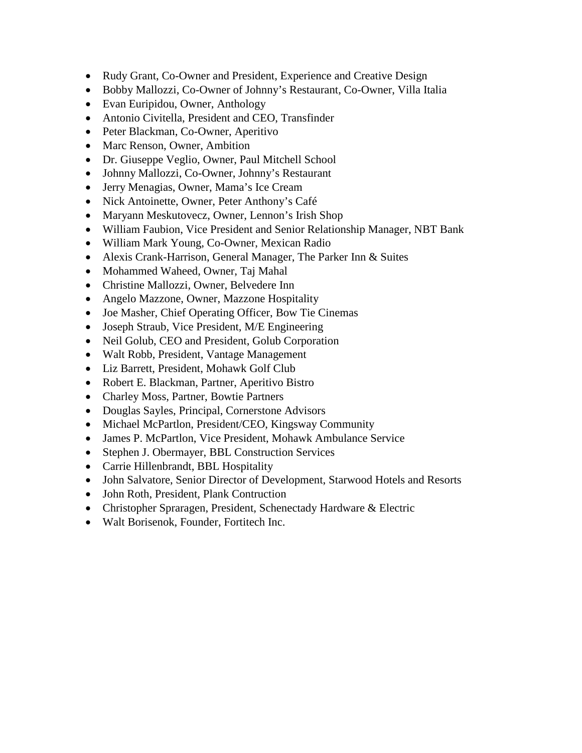- Rudy Grant, Co-Owner and President, Experience and Creative Design
- Bobby Mallozzi, Co-Owner of Johnny's Restaurant, Co-Owner, Villa Italia
- Evan Euripidou, Owner, Anthology
- Antonio Civitella, President and CEO, Transfinder
- Peter Blackman, Co-Owner, Aperitivo
- Marc Renson, Owner, Ambition
- Dr. Giuseppe Veglio, Owner, Paul Mitchell School
- Johnny Mallozzi, Co-Owner, Johnny's Restaurant
- Jerry Menagias, Owner, Mama's Ice Cream
- Nick Antoinette, Owner, Peter Anthony's Café
- Maryann Meskutovecz, Owner, Lennon's Irish Shop
- William Faubion, Vice President and Senior Relationship Manager, NBT Bank
- William Mark Young, Co-Owner, Mexican Radio
- Alexis Crank-Harrison, General Manager, The Parker Inn & Suites
- Mohammed Waheed, Owner, Taj Mahal
- Christine Mallozzi, Owner, Belvedere Inn
- Angelo Mazzone, Owner, Mazzone Hospitality
- Joe Masher, Chief Operating Officer, Bow Tie Cinemas
- Joseph Straub, Vice President, M/E Engineering
- Neil Golub, CEO and President, Golub Corporation
- Walt Robb, President, Vantage Management
- Liz Barrett, President, Mohawk Golf Club
- Robert E. Blackman, Partner, Aperitivo Bistro
- Charley Moss, Partner, Bowtie Partners
- Douglas Sayles, Principal, Cornerstone Advisors
- Michael McPartlon, President/CEO, Kingsway Community
- James P. McPartlon, Vice President, Mohawk Ambulance Service
- Stephen J. Obermayer, BBL Construction Services
- Carrie Hillenbrandt, BBL Hospitality
- John Salvatore, Senior Director of Development, Starwood Hotels and Resorts
- John Roth, President, Plank Contruction
- Christopher Spraragen, President, Schenectady Hardware & Electric
- Walt Borisenok, Founder, Fortitech Inc.